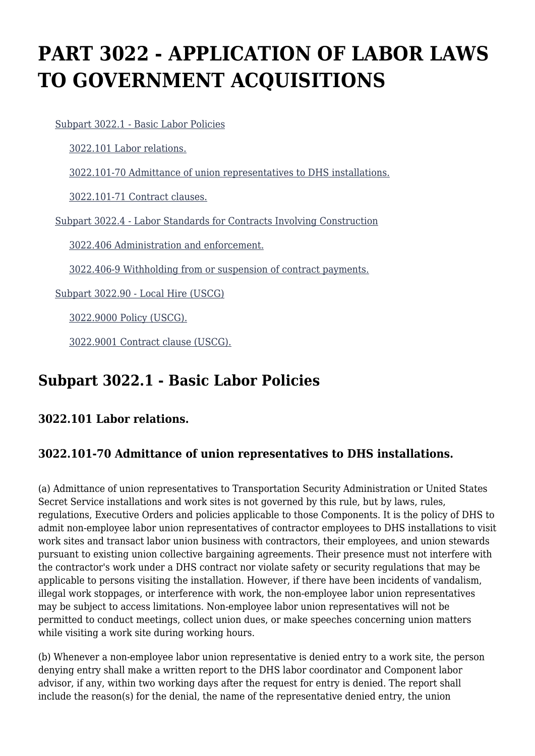# PART 3022 - APPLICATION OF LABOR LAWS TO GOVERNMENT ACQUISITIONS

- Subpart 3022.1 - Basic Labor Policies
  - 3022.101 Labor relations.
  - 3022.101-70 Admittance of union representatives to DHS installations.
  - 3022.101-71 Contract clauses.
- Subpart 3022.4 - Labor Standards for Contracts Involving Construction
  - 3022.406 Administration and enforcement.
  - 3022.406-9 Withholding from or suspension of contract payments.
- Subpart 3022.90 - Local Hire (USCG)
  - 3022.9000 Policy (USCG).
  - 3022.9001 Contract clause (USCG).

## Subpart 3022.1 - Basic Labor Policies

### 3022.101 Labor relations.

### 3022.101-70 Admittance of union representatives to DHS installations.

(a) Admittance of union representatives to Transportation Security Administration or United States Secret Service installations and work sites is not governed by this rule, but by laws, rules, regulations, Executive Orders and policies applicable to those Components. It is the policy of DHS to admit non-employee labor union representatives of contractor employees to DHS installations to visit work sites and transact labor union business with contractors, their employees, and union stewards pursuant to existing union collective bargaining agreements. Their presence must not interfere with the contractor's work under a DHS contract nor violate safety or security regulations that may be applicable to persons visiting the installation. However, if there have been incidents of vandalism, illegal work stoppages, or interference with work, the non-employee labor union representatives may be subject to access limitations. Non-employee labor union representatives will not be permitted to conduct meetings, collect union dues, or make speeches concerning union matters while visiting a work site during working hours.

(b) Whenever a non-employee labor union representative is denied entry to a work site, the person denying entry shall make a written report to the DHS labor coordinator and Component labor advisor, if any, within two working days after the request for entry is denied. The report shall include the reason(s) for the denial, the name of the representative denied entry, the union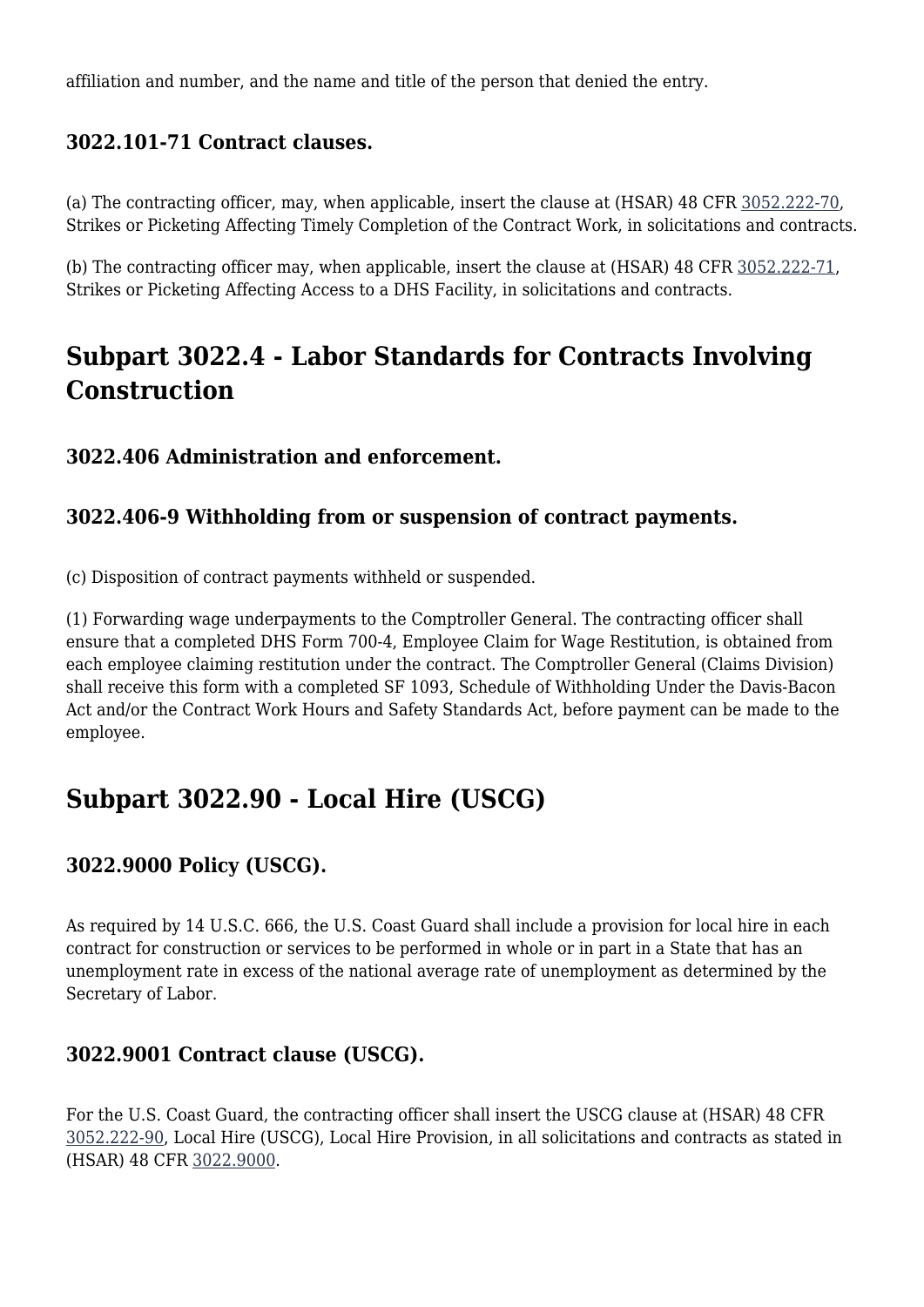affiliation and number, and the name and title of the person that denied the entry.

### 3022.101-71 Contract clauses.

(a) The contracting officer, may, when applicable, insert the clause at (HSAR) 48 CFR 3052.222-70, Strikes or Picketing Affecting Timely Completion of the Contract Work, in solicitations and contracts.

(b) The contracting officer may, when applicable, insert the clause at (HSAR) 48 CFR 3052.222-71, Strikes or Picketing Affecting Access to a DHS Facility, in solicitations and contracts.

## Subpart 3022.4 - Labor Standards for Contracts Involving Construction

### 3022.406 Administration and enforcement.

### 3022.406-9 Withholding from or suspension of contract payments.

(c) Disposition of contract payments withheld or suspended.

(1) Forwarding wage underpayments to the Comptroller General. The contracting officer shall ensure that a completed DHS Form 700-4, Employee Claim for Wage Restitution, is obtained from each employee claiming restitution under the contract. The Comptroller General (Claims Division) shall receive this form with a completed SF 1093, Schedule of Withholding Under the Davis-Bacon Act and/or the Contract Work Hours and Safety Standards Act, before payment can be made to the employee.

## Subpart 3022.90 - Local Hire (USCG)

### 3022.9000 Policy (USCG).

As required by 14 U.S.C. 666, the U.S. Coast Guard shall include a provision for local hire in each contract for construction or services to be performed in whole or in part in a State that has an unemployment rate in excess of the national average rate of unemployment as determined by the Secretary of Labor.

### 3022.9001 Contract clause (USCG).

For the U.S. Coast Guard, the contracting officer shall insert the USCG clause at (HSAR) 48 CFR 3052.222-90, Local Hire (USCG), Local Hire Provision, in all solicitations and contracts as stated in (HSAR) 48 CFR 3022.9000.